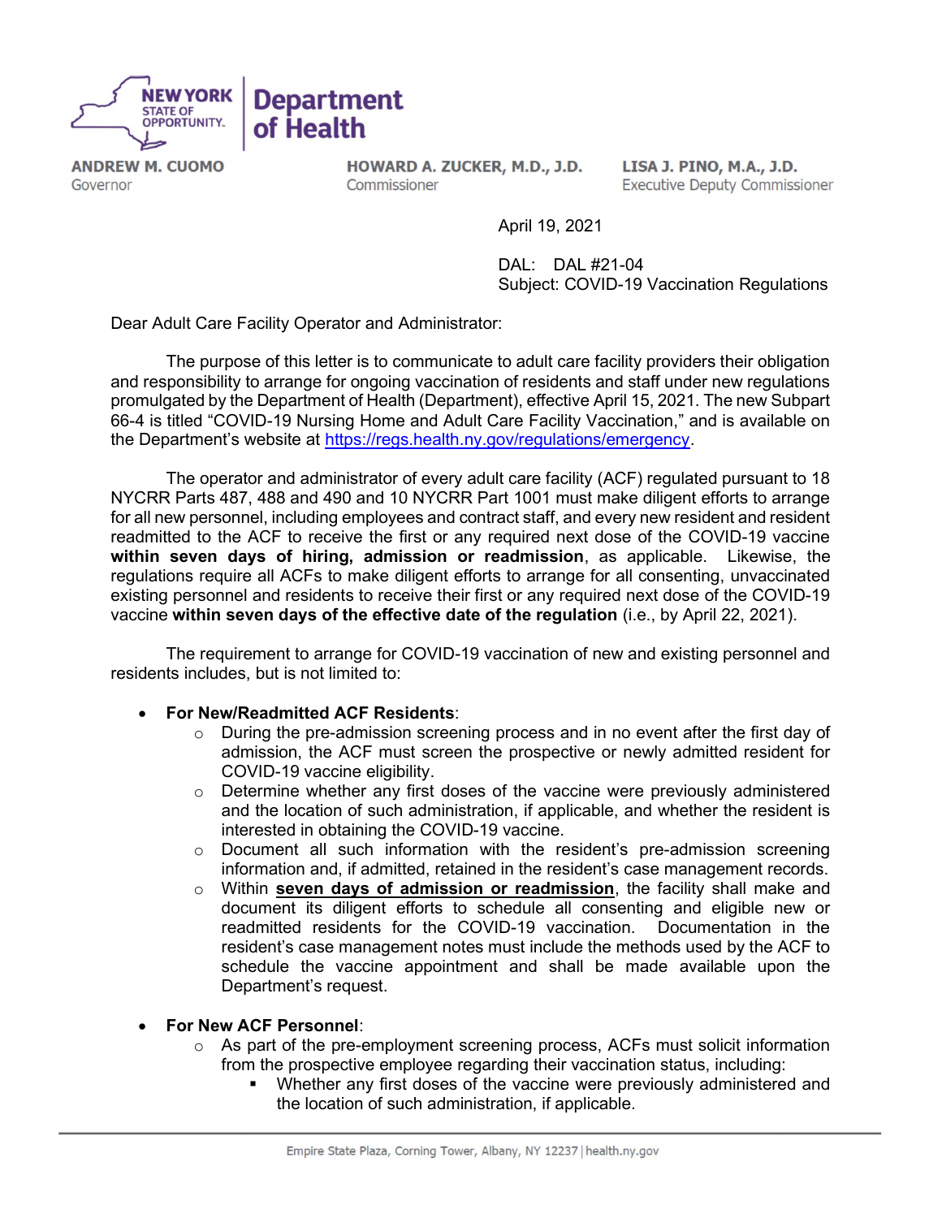NEW YORK STATE OF OPPORTUNITY. | Department of Health

**ANDREW M. CUOMO**
Governor

**HOWARD A. ZUCKER, M.D., J.D.**
Commissioner

**LISA J. PINO, M.A., J.D.**
Executive Deputy Commissioner

April 19, 2021

DAL: DAL #21-04
Subject: COVID-19 Vaccination Regulations

Dear Adult Care Facility Operator and Administrator:

The purpose of this letter is to communicate to adult care facility providers their obligation and responsibility to arrange for ongoing vaccination of residents and staff under new regulations promulgated by the Department of Health (Department), effective April 15, 2021. The new Subpart 66-4 is titled "COVID-19 Nursing Home and Adult Care Facility Vaccination," and is available on the Department's website at [https://regs.health.ny.gov/regulations/emergency](https://regs.health.ny.gov/regulations/emergency).

The operator and administrator of every adult care facility (ACF) regulated pursuant to 18 NYCRR Parts 487, 488 and 490 and 10 NYCRR Part 1001 must make diligent efforts to arrange for all new personnel, including employees and contract staff, and every new resident and resident readmitted to the ACF to receive the first or any required next dose of the COVID-19 vaccine **within seven days of hiring, admission or readmission**, as applicable. Likewise, the regulations require all ACFs to make diligent efforts to arrange for all consenting, unvaccinated existing personnel and residents to receive their first or any required next dose of the COVID-19 vaccine **within seven days of the effective date of the regulation** (i.e., by April 22, 2021).

The requirement to arrange for COVID-19 vaccination of new and existing personnel and residents includes, but is not limited to:

- **For New/Readmitted ACF Residents**:
  - During the pre-admission screening process and in no event after the first day of admission, the ACF must screen the prospective or newly admitted resident for COVID-19 vaccine eligibility.
  - Determine whether any first doses of the vaccine were previously administered and the location of such administration, if applicable, and whether the resident is interested in obtaining the COVID-19 vaccine.
  - Document all such information with the resident's pre-admission screening information and, if admitted, retained in the resident's case management records.
  - Within <u>**seven days of admission or readmission**</u>, the facility shall make and document its diligent efforts to schedule all consenting and eligible new or readmitted residents for the COVID-19 vaccination. Documentation in the resident's case management notes must include the methods used by the ACF to schedule the vaccine appointment and shall be made available upon the Department's request.

- **For New ACF Personnel**:
  - As part of the pre-employment screening process, ACFs must solicit information from the prospective employee regarding their vaccination status, including:
    - Whether any first doses of the vaccine were previously administered and the location of such administration, if applicable.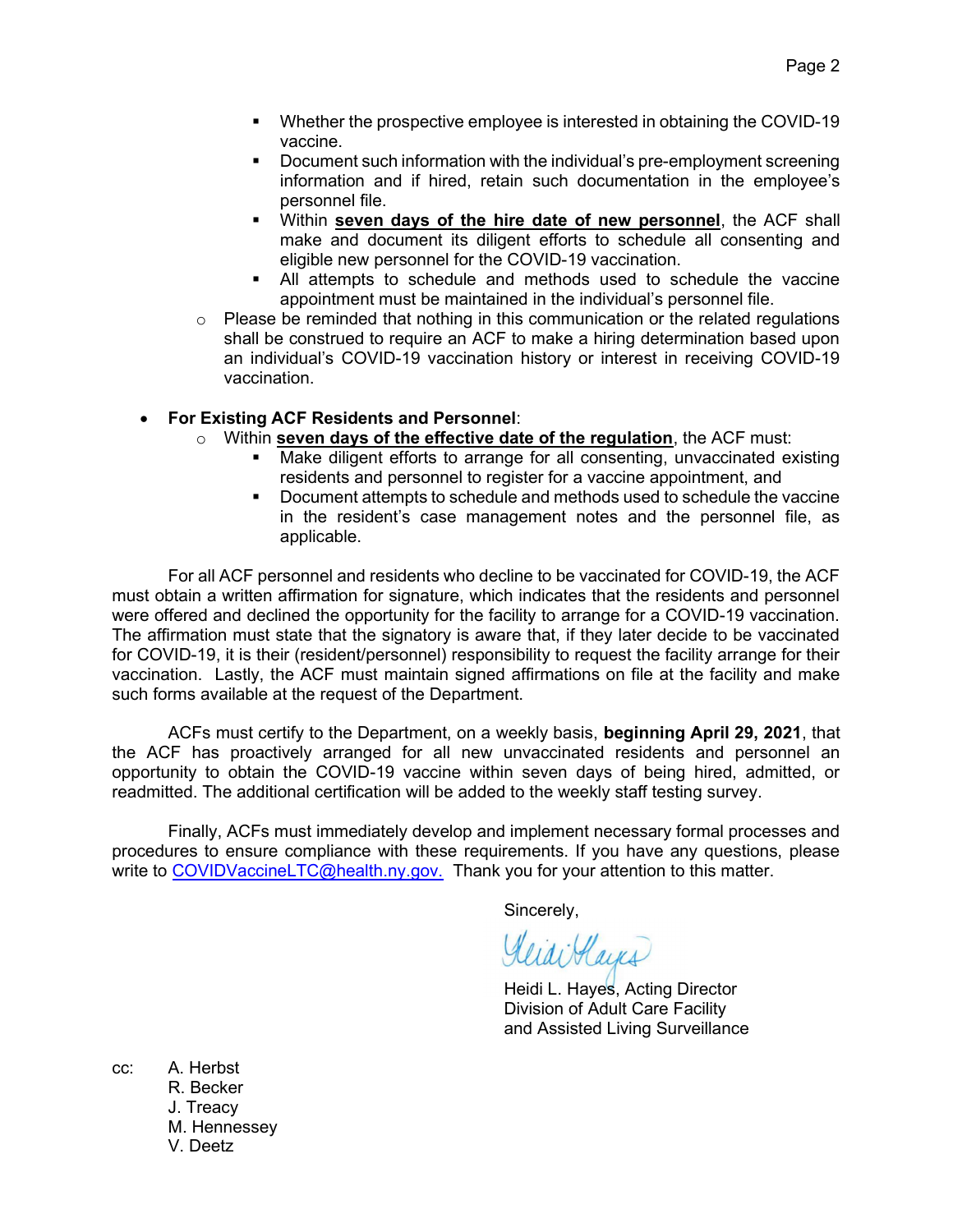- Whether the prospective employee is interested in obtaining the COVID-19 vaccine.
    - Document such information with the individual's pre-employment screening information and if hired, retain such documentation in the employee's personnel file.
    - Within **<u>seven days of the hire date of new personnel</u>**, the ACF shall make and document its diligent efforts to schedule all consenting and eligible new personnel for the COVID-19 vaccination.
    - All attempts to schedule and methods used to schedule the vaccine appointment must be maintained in the individual's personnel file.
  - Please be reminded that nothing in this communication or the related regulations shall be construed to require an ACF to make a hiring determination based upon an individual's COVID-19 vaccination history or interest in receiving COVID-19 vaccination.

- **For Existing ACF Residents and Personnel**:
  - Within **<u>seven days of the effective date of the regulation</u>**, the ACF must:
    - Make diligent efforts to arrange for all consenting, unvaccinated existing residents and personnel to register for a vaccine appointment, and
    - Document attempts to schedule and methods used to schedule the vaccine in the resident's case management notes and the personnel file, as applicable.

For all ACF personnel and residents who decline to be vaccinated for COVID-19, the ACF must obtain a written affirmation for signature, which indicates that the residents and personnel were offered and declined the opportunity for the facility to arrange for a COVID-19 vaccination. The affirmation must state that the signatory is aware that, if they later decide to be vaccinated for COVID-19, it is their (resident/personnel) responsibility to request the facility arrange for their vaccination. Lastly, the ACF must maintain signed affirmations on file at the facility and make such forms available at the request of the Department.

ACFs must certify to the Department, on a weekly basis, **beginning April 29, 2021**, that the ACF has proactively arranged for all new unvaccinated residents and personnel an opportunity to obtain the COVID-19 vaccine within seven days of being hired, admitted, or readmitted. The additional certification will be added to the weekly staff testing survey.

Finally, ACFs must immediately develop and implement necessary formal processes and procedures to ensure compliance with these requirements. If you have any questions, please write to COVIDVaccineLTC@health.ny.gov. Thank you for your attention to this matter.

Sincerely,

Heidi L. Hayes, Acting Director
Division of Adult Care Facility
and Assisted Living Surveillance

cc: A. Herbst
R. Becker
J. Treacy
M. Hennessey
V. Deetz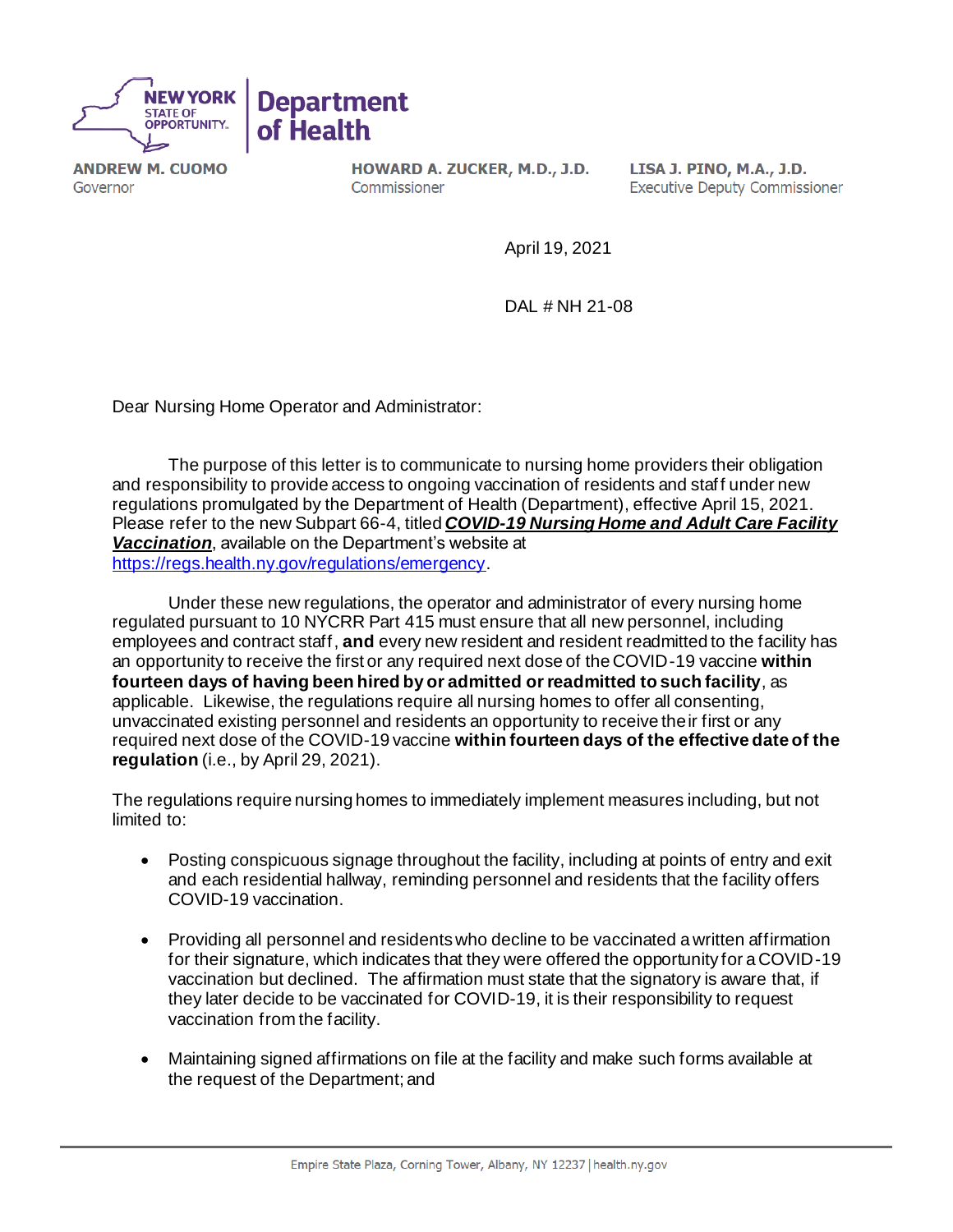ANDREW M. CUOMO
Governor

HOWARD A. ZUCKER, M.D., J.D.
Commissioner

LISA J. PINO, M.A., J.D.
Executive Deputy Commissioner

April 19, 2021

DAL # NH 21-08

Dear Nursing Home Operator and Administrator:

The purpose of this letter is to communicate to nursing home providers their obligation and responsibility to provide access to ongoing vaccination of residents and staff under new regulations promulgated by the Department of Health (Department), effective April 15, 2021. Please refer to the new Subpart 66-4, titled ***COVID-19 Nursing Home and Adult Care Facility Vaccination***, available on the Department's website at https://regs.health.ny.gov/regulations/emergency.

Under these new regulations, the operator and administrator of every nursing home regulated pursuant to 10 NYCRR Part 415 must ensure that all new personnel, including employees and contract staff, **and** every new resident and resident readmitted to the facility has an opportunity to receive the first or any required next dose of the COVID-19 vaccine **within fourteen days of having been hired by or admitted or readmitted to such facility**, as applicable. Likewise, the regulations require all nursing homes to offer all consenting, unvaccinated existing personnel and residents an opportunity to receive their first or any required next dose of the COVID-19 vaccine **within fourteen days of the effective date of the regulation** (i.e., by April 29, 2021).

The regulations require nursing homes to immediately implement measures including, but not limited to:

- Posting conspicuous signage throughout the facility, including at points of entry and exit and each residential hallway, reminding personnel and residents that the facility offers COVID-19 vaccination.
- Providing all personnel and residents who decline to be vaccinated a written affirmation for their signature, which indicates that they were offered the opportunity for a COVID-19 vaccination but declined. The affirmation must state that the signatory is aware that, if they later decide to be vaccinated for COVID-19, it is their responsibility to request vaccination from the facility.
- Maintaining signed affirmations on file at the facility and make such forms available at the request of the Department; and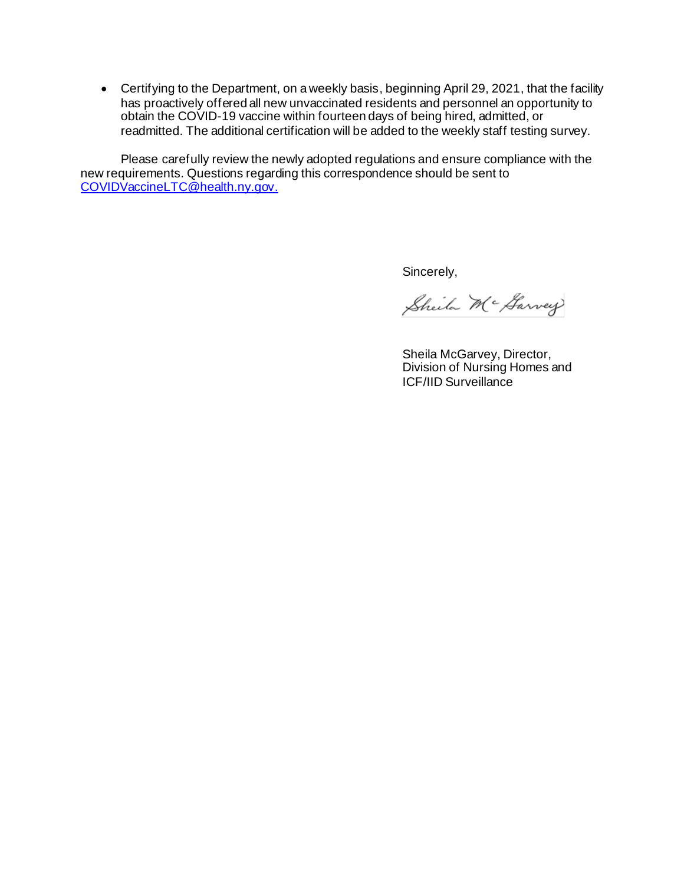- Certifying to the Department, on a weekly basis, beginning April 29, 2021, that the facility has proactively offered all new unvaccinated residents and personnel an opportunity to obtain the COVID-19 vaccine within fourteen days of being hired, admitted, or readmitted. The additional certification will be added to the weekly staff testing survey.

Please carefully review the newly adopted regulations and ensure compliance with the new requirements. Questions regarding this correspondence should be sent to [COVIDVaccineLTC@health.ny.gov.](mailto:COVIDVaccineLTC@health.ny.gov)

Sincerely,

Sheila McGarvey

Sheila McGarvey, Director,
Division of Nursing Homes and
ICF/IID Surveillance